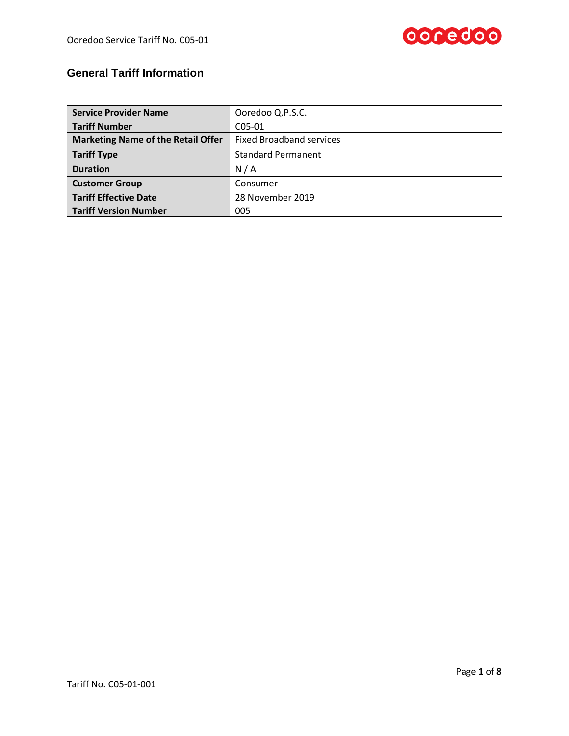## General Tariff Information

| Service Provider Name | Ooredoo Q.P.S.C. |
| --- | --- |
| Tariff Number | C05-01 |
| Marketing Name of the Retail Offer | Fixed Broadband services |
| Tariff Type | Standard Permanent |
| Duration | N / A |
| Customer Group | Consumer |
| Tariff Effective Date | 28 November 2019 |
| Tariff Version Number | 005 |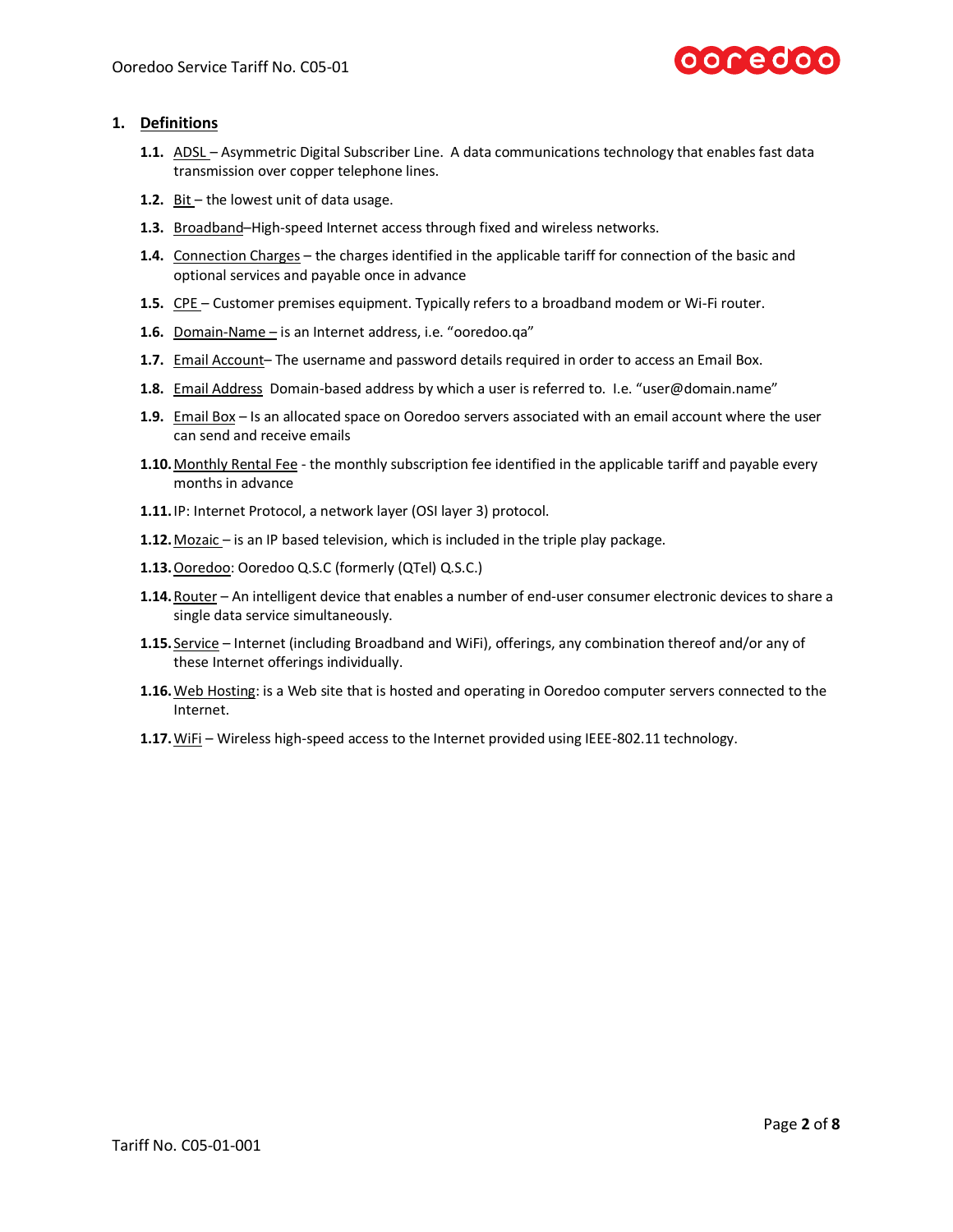## 1. Definitions

- **1.1.** ADSL – Asymmetric Digital Subscriber Line. A data communications technology that enables fast data transmission over copper telephone lines.
- **1.2.** Bit – the lowest unit of data usage.
- **1.3.** Broadband–High-speed Internet access through fixed and wireless networks.
- **1.4.** Connection Charges – the charges identified in the applicable tariff for connection of the basic and optional services and payable once in advance
- **1.5.** CPE – Customer premises equipment. Typically refers to a broadband modem or Wi-Fi router.
- **1.6.** Domain-Name – is an Internet address, i.e. "ooredoo.qa"
- **1.7.** Email Account– The username and password details required in order to access an Email Box.
- **1.8.** Email Address Domain-based address by which a user is referred to. I.e. "user@domain.name"
- **1.9.** Email Box – Is an allocated space on Ooredoo servers associated with an email account where the user can send and receive emails
- **1.10.** Monthly Rental Fee - the monthly subscription fee identified in the applicable tariff and payable every months in advance
- **1.11.** IP: Internet Protocol, a network layer (OSI layer 3) protocol.
- **1.12.** Mozaic – is an IP based television, which is included in the triple play package.
- **1.13.** Ooredoo: Ooredoo Q.S.C (formerly (QTel) Q.S.C.)
- **1.14.** Router – An intelligent device that enables a number of end-user consumer electronic devices to share a single data service simultaneously.
- **1.15.** Service – Internet (including Broadband and WiFi), offerings, any combination thereof and/or any of these Internet offerings individually.
- **1.16.** Web Hosting: is a Web site that is hosted and operating in Ooredoo computer servers connected to the Internet.
- **1.17.** WiFi – Wireless high-speed access to the Internet provided using IEEE-802.11 technology.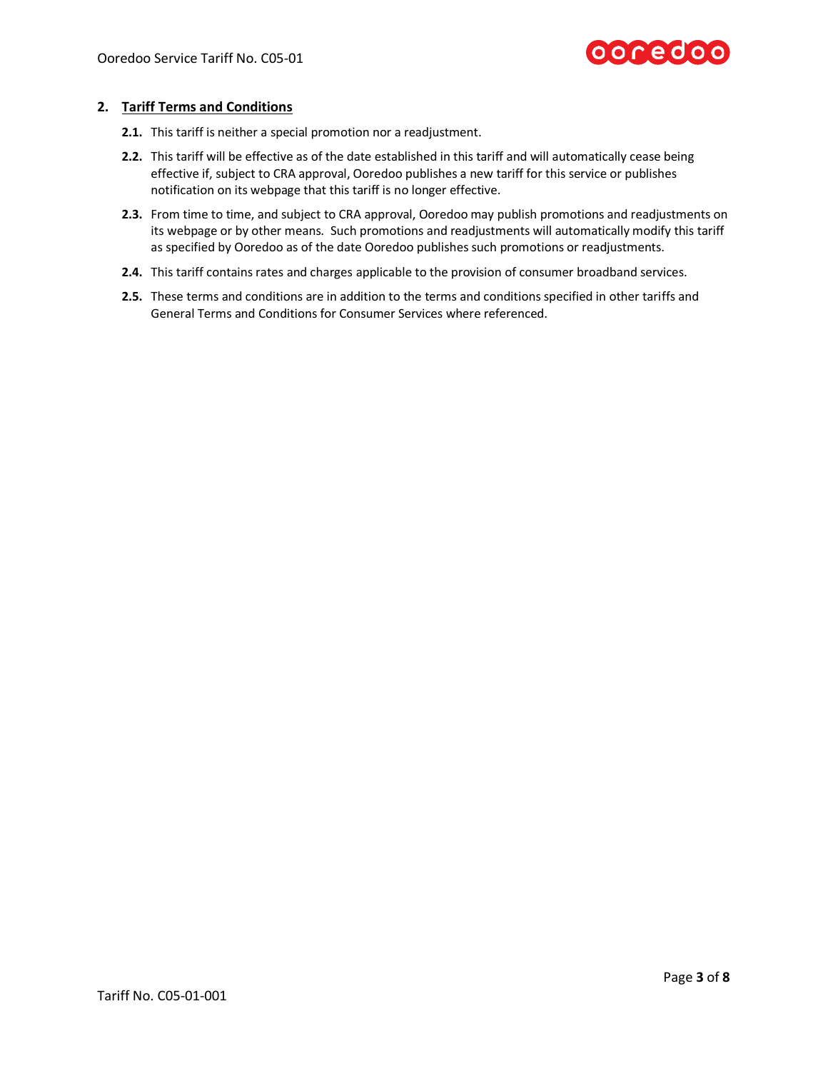## 2. Tariff Terms and Conditions

**2.1.** This tariff is neither a special promotion nor a readjustment.

**2.2.** This tariff will be effective as of the date established in this tariff and will automatically cease being effective if, subject to CRA approval, Ooredoo publishes a new tariff for this service or publishes notification on its webpage that this tariff is no longer effective.

**2.3.** From time to time, and subject to CRA approval, Ooredoo may publish promotions and readjustments on its webpage or by other means. Such promotions and readjustments will automatically modify this tariff as specified by Ooredoo as of the date Ooredoo publishes such promotions or readjustments.

**2.4.** This tariff contains rates and charges applicable to the provision of consumer broadband services.

**2.5.** These terms and conditions are in addition to the terms and conditions specified in other tariffs and General Terms and Conditions for Consumer Services where referenced.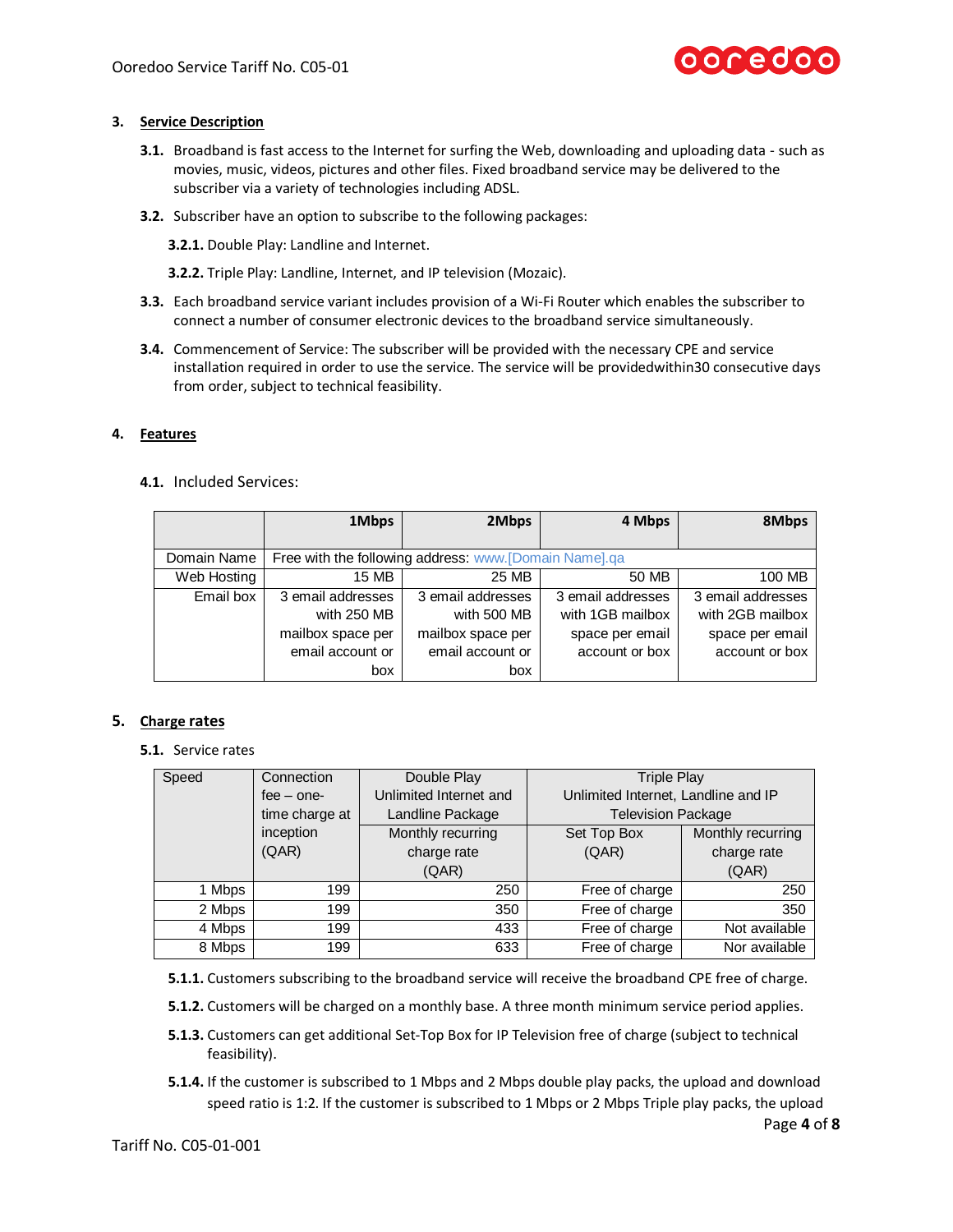## 3. Service Description

**3.1.** Broadband is fast access to the Internet for surfing the Web, downloading and uploading data - such as movies, music, videos, pictures and other files. Fixed broadband service may be delivered to the subscriber via a variety of technologies including ADSL.

**3.2.** Subscriber have an option to subscribe to the following packages:

**3.2.1.** Double Play: Landline and Internet.

**3.2.2.** Triple Play: Landline, Internet, and IP television (Mozaic).

**3.3.** Each broadband service variant includes provision of a Wi-Fi Router which enables the subscriber to connect a number of consumer electronic devices to the broadband service simultaneously.

**3.4.** Commencement of Service: The subscriber will be provided with the necessary CPE and service installation required in order to use the service. The service will be providedwithin30 consecutive days from order, subject to technical feasibility.

## 4. Features

**4.1.** Included Services:

| | **1Mbps** | **2Mbps** | **4 Mbps** | **8Mbps** |
|---|---|---|---|---|
| Domain Name | Free with the following address: www.[Domain Name].qa | | | |
| Web Hosting | 15 MB | 25 MB | 50 MB | 100 MB |
| Email box | 3 email addresses with 250 MB mailbox space per email account or box | 3 email addresses with 500 MB mailbox space per email account or box | 3 email addresses with 1GB mailbox space per email account or box | 3 email addresses with 2GB mailbox space per email account or box |

## 5. Charge rates

**5.1.** Service rates

| Speed | Connection fee – one-time charge at inception (QAR) | Double Play Unlimited Internet and Landline Package | Triple Play Unlimited Internet, Landline and IP Television Package | |
|---|---|---|---|---|
| | | Monthly recurring charge rate (QAR) | Set Top Box (QAR) | Monthly recurring charge rate (QAR) |
| 1 Mbps | 199 | 250 | Free of charge | 250 |
| 2 Mbps | 199 | 350 | Free of charge | 350 |
| 4 Mbps | 199 | 433 | Free of charge | Not available |
| 8 Mbps | 199 | 633 | Free of charge | Nor available |

**5.1.1.** Customers subscribing to the broadband service will receive the broadband CPE free of charge.

**5.1.2.** Customers will be charged on a monthly base. A three month minimum service period applies.

**5.1.3.** Customers can get additional Set-Top Box for IP Television free of charge (subject to technical feasibility).

**5.1.4.** If the customer is subscribed to 1 Mbps and 2 Mbps double play packs, the upload and download speed ratio is 1:2. If the customer is subscribed to 1 Mbps or 2 Mbps Triple play packs, the upload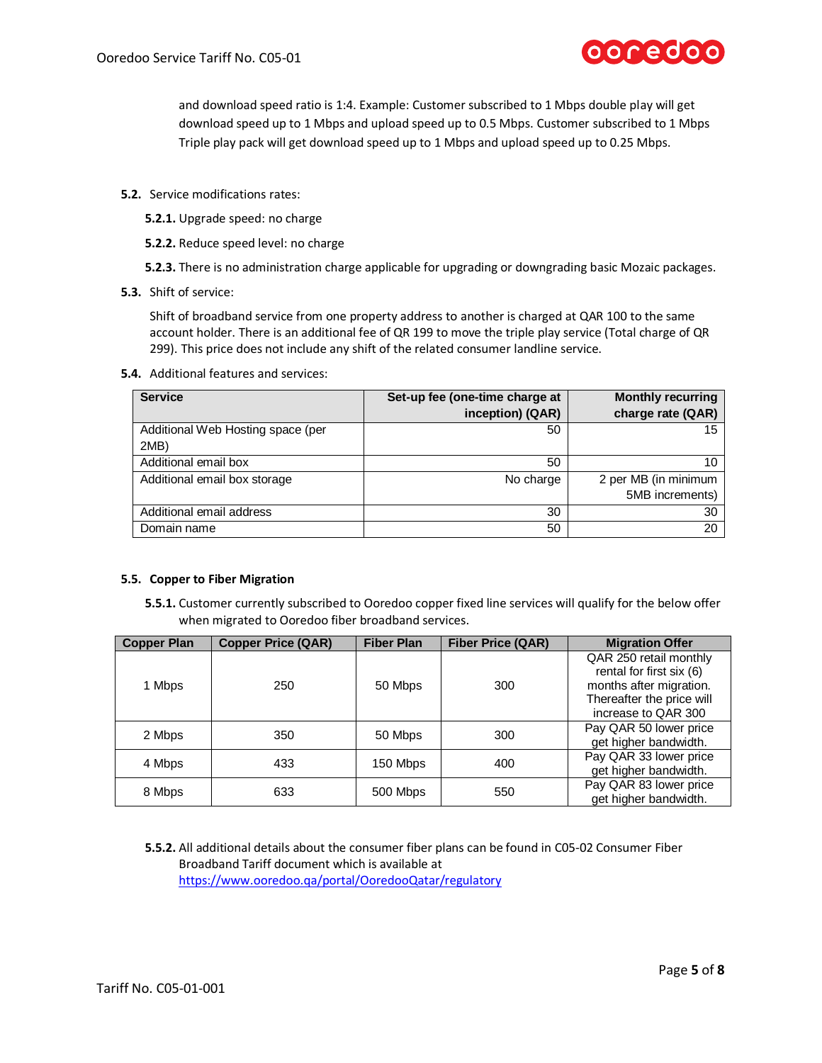and download speed ratio is 1:4. Example: Customer subscribed to 1 Mbps double play will get download speed up to 1 Mbps and upload speed up to 0.5 Mbps. Customer subscribed to 1 Mbps Triple play pack will get download speed up to 1 Mbps and upload speed up to 0.25 Mbps.

**5.2.** Service modifications rates:

**5.2.1.** Upgrade speed: no charge

**5.2.2.** Reduce speed level: no charge

**5.2.3.** There is no administration charge applicable for upgrading or downgrading basic Mozaic packages.

**5.3.** Shift of service:

Shift of broadband service from one property address to another is charged at QAR 100 to the same account holder. There is an additional fee of QR 199 to move the triple play service (Total charge of QR 299). This price does not include any shift of the related consumer landline service.

**5.4.** Additional features and services:

| Service | Set-up fee (one-time charge at inception) (QAR) | Monthly recurring charge rate (QAR) |
|---|---|---|
| Additional Web Hosting space (per 2MB) | 50 | 15 |
| Additional email box | 50 | 10 |
| Additional email box storage | No charge | 2 per MB (in minimum 5MB increments) |
| Additional email address | 30 | 30 |
| Domain name | 50 | 20 |

**5.5. Copper to Fiber Migration**

**5.5.1.** Customer currently subscribed to Ooredoo copper fixed line services will qualify for the below offer when migrated to Ooredoo fiber broadband services.

| Copper Plan | Copper Price (QAR) | Fiber Plan | Fiber Price (QAR) | Migration Offer |
|---|---|---|---|---|
| 1 Mbps | 250 | 50 Mbps | 300 | QAR 250 retail monthly rental for first six (6) months after migration. Thereafter the price will increase to QAR 300 |
| 2 Mbps | 350 | 50 Mbps | 300 | Pay QAR 50 lower price get higher bandwidth. |
| 4 Mbps | 433 | 150 Mbps | 400 | Pay QAR 33 lower price get higher bandwidth. |
| 8 Mbps | 633 | 500 Mbps | 550 | Pay QAR 83 lower price get higher bandwidth. |

**5.5.2.** All additional details about the consumer fiber plans can be found in C05-02 Consumer Fiber Broadband Tariff document which is available at https://www.ooredoo.qa/portal/OoredooQatar/regulatory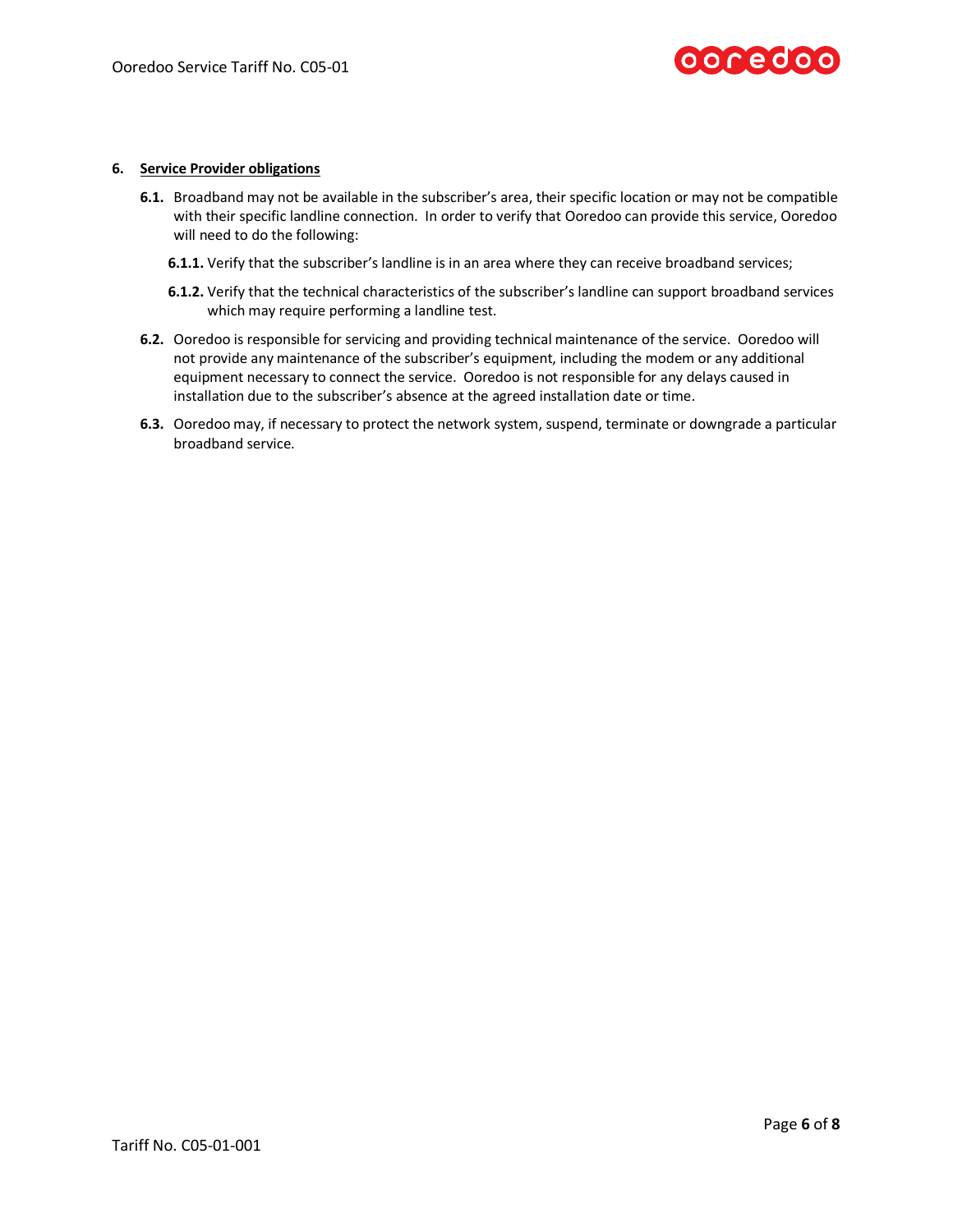## 6. Service Provider obligations

**6.1.** Broadband may not be available in the subscriber's area, their specific location or may not be compatible with their specific landline connection. In order to verify that Ooredoo can provide this service, Ooredoo will need to do the following:

**6.1.1.** Verify that the subscriber's landline is in an area where they can receive broadband services;

**6.1.2.** Verify that the technical characteristics of the subscriber's landline can support broadband services which may require performing a landline test.

**6.2.** Ooredoo is responsible for servicing and providing technical maintenance of the service. Ooredoo will not provide any maintenance of the subscriber's equipment, including the modem or any additional equipment necessary to connect the service. Ooredoo is not responsible for any delays caused in installation due to the subscriber's absence at the agreed installation date or time.

**6.3.** Ooredoo may, if necessary to protect the network system, suspend, terminate or downgrade a particular broadband service.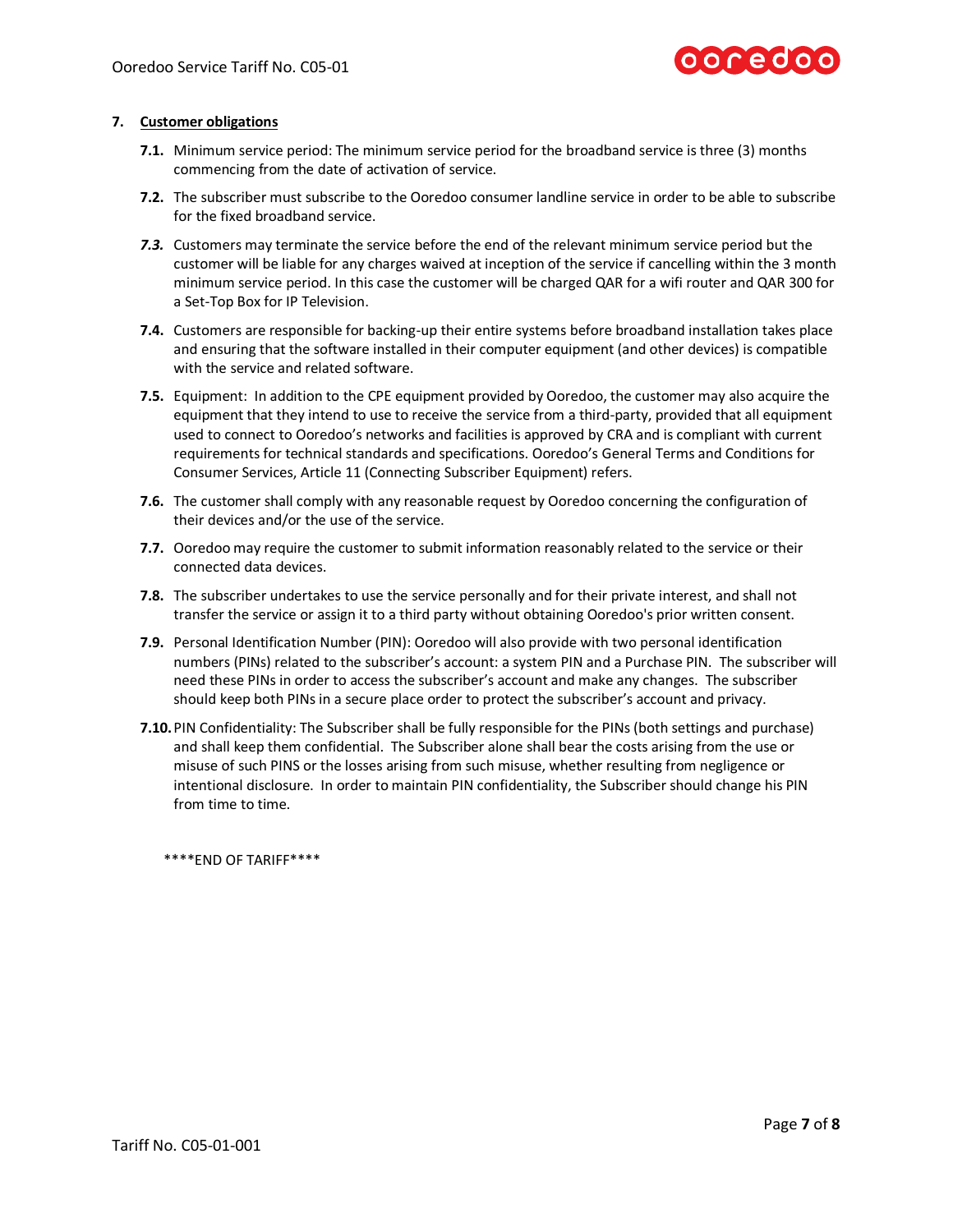## 7. Customer obligations

**7.1.** Minimum service period: The minimum service period for the broadband service is three (3) months commencing from the date of activation of service.

**7.2.** The subscriber must subscribe to the Ooredoo consumer landline service in order to be able to subscribe for the fixed broadband service.

***7.3.*** Customers may terminate the service before the end of the relevant minimum service period but the customer will be liable for any charges waived at inception of the service if cancelling within the 3 month minimum service period. In this case the customer will be charged QAR for a wifi router and QAR 300 for a Set-Top Box for IP Television.

**7.4.** Customers are responsible for backing-up their entire systems before broadband installation takes place and ensuring that the software installed in their computer equipment (and other devices) is compatible with the service and related software.

**7.5.** Equipment: In addition to the CPE equipment provided by Ooredoo, the customer may also acquire the equipment that they intend to use to receive the service from a third-party, provided that all equipment used to connect to Ooredoo's networks and facilities is approved by CRA and is compliant with current requirements for technical standards and specifications. Ooredoo's General Terms and Conditions for Consumer Services, Article 11 (Connecting Subscriber Equipment) refers.

**7.6.** The customer shall comply with any reasonable request by Ooredoo concerning the configuration of their devices and/or the use of the service.

**7.7.** Ooredoo may require the customer to submit information reasonably related to the service or their connected data devices.

**7.8.** The subscriber undertakes to use the service personally and for their private interest, and shall not transfer the service or assign it to a third party without obtaining Ooredoo's prior written consent.

**7.9.** Personal Identification Number (PIN): Ooredoo will also provide with two personal identification numbers (PINs) related to the subscriber's account: a system PIN and a Purchase PIN. The subscriber will need these PINs in order to access the subscriber's account and make any changes. The subscriber should keep both PINs in a secure place order to protect the subscriber's account and privacy.

**7.10.** PIN Confidentiality: The Subscriber shall be fully responsible for the PINs (both settings and purchase) and shall keep them confidential. The Subscriber alone shall bear the costs arising from the use or misuse of such PINS or the losses arising from such misuse, whether resulting from negligence or intentional disclosure. In order to maintain PIN confidentiality, the Subscriber should change his PIN from time to time.

****END OF TARIFF****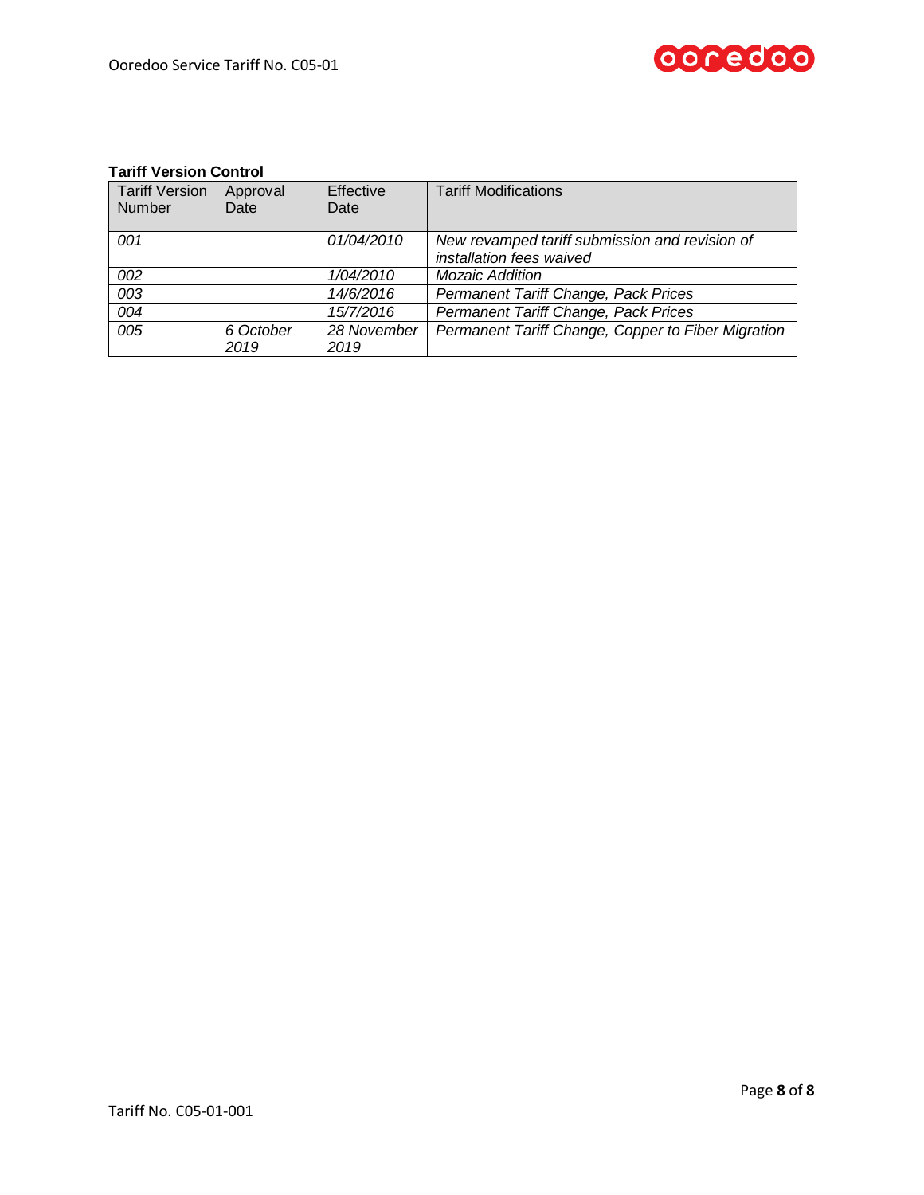**Tariff Version Control**

| Tariff Version Number | Approval Date | Effective Date | Tariff Modifications |
| --- | --- | --- | --- |
| *001* | | *01/04/2010* | *New revamped tariff submission and revision of installation fees waived* |
| *002* | | *1/04/2010* | *Mozaic Addition* |
| *003* | | *14/6/2016* | *Permanent Tariff Change, Pack Prices* |
| *004* | | *15/7/2016* | *Permanent Tariff Change, Pack Prices* |
| *005* | *6 October 2019* | *28 November 2019* | *Permanent Tariff Change, Copper to Fiber Migration* |